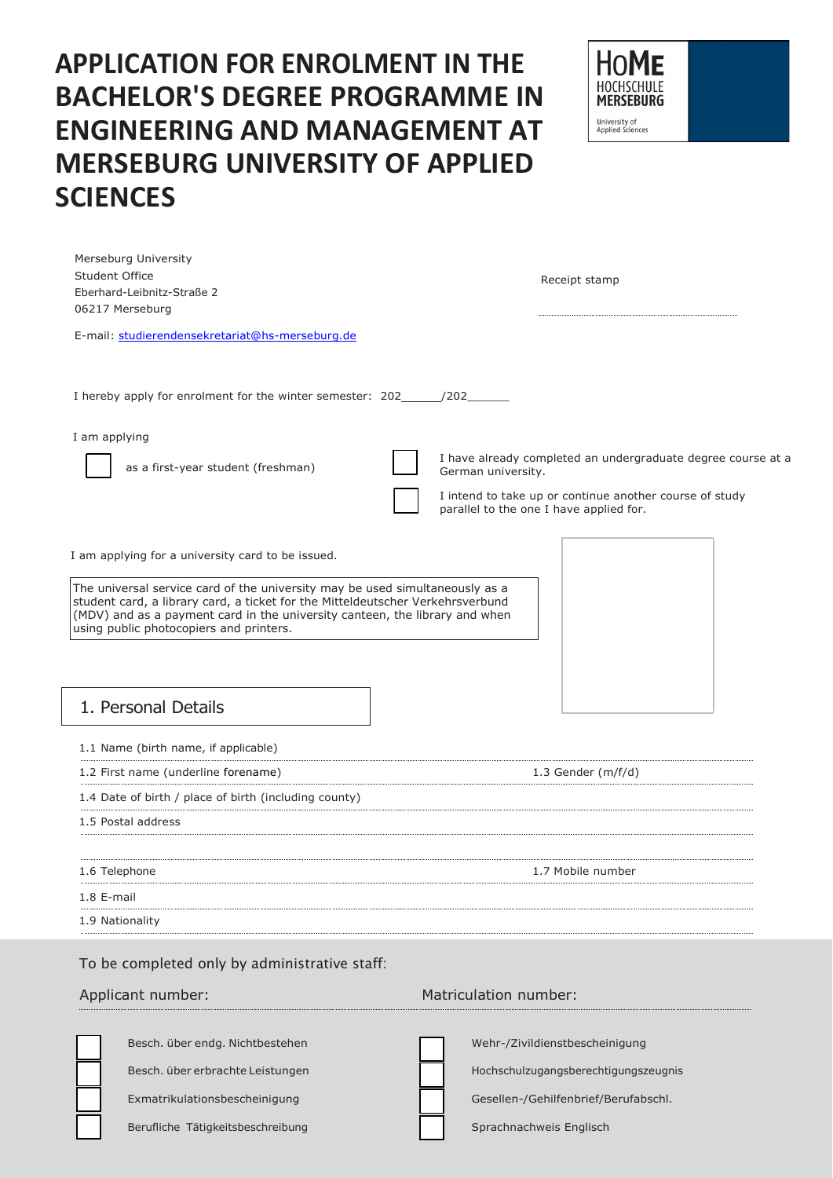# APPLICATION FOR ENROLMENT IN THE BACHELOR'S DEGREE PROGRAMME IN ENGINEERING AND MANAGEMENT AT MERSEBURG UNIVERSITY OF APPLIED SCIENCES

HoMe HOCHSCHULE MERSEBURG University of Applied Sciences

Merseburg University
Student Office
Eberhard-Leibnitz-Straße 2
06217 Merseburg

E-mail: studierendensekretariat@hs-merseburg.de

Receipt stamp

I hereby apply for enrolment for the winter semester: 202______/202______

I am applying

- ☐ as a first-year student (freshman)
- ☐ I have already completed an undergraduate degree course at a German university.
- ☐ I intend to take up or continue another course of study parallel to the one I have applied for.

I am applying for a university card to be issued.

The universal service card of the university may be used simultaneously as a student card, a library card, a ticket for the Mitteldeutscher Verkehrsverbund (MDV) and as a payment card in the university canteen, the library and when using public photocopiers and printers.

## 1. Personal Details

1.1 Name (birth name, if applicable)

1.2 First name (underline forename)

1.3 Gender (m/f/d)

1.4 Date of birth / place of birth (including county)

1.5 Postal address

1.6 Telephone

1.7 Mobile number

1.8 E-mail

1.9 Nationality

To be completed only by administrative staff:

Applicant number:

Matriculation number:

- ☐ Besch. über endg. Nichtbestehen
- ☐ Besch. über erbrachte Leistungen
- ☐ Exmatrikulationsbescheinigung
- ☐ Berufliche Tätigkeitsbeschreibung
- ☐ Wehr-/Zivildienstbescheinigung
- ☐ Hochschulzugangsberechtigungszeugnis
- ☐ Gesellen-/Gehilfenbrief/Berufabschl.
- ☐ Sprachnachweis Englisch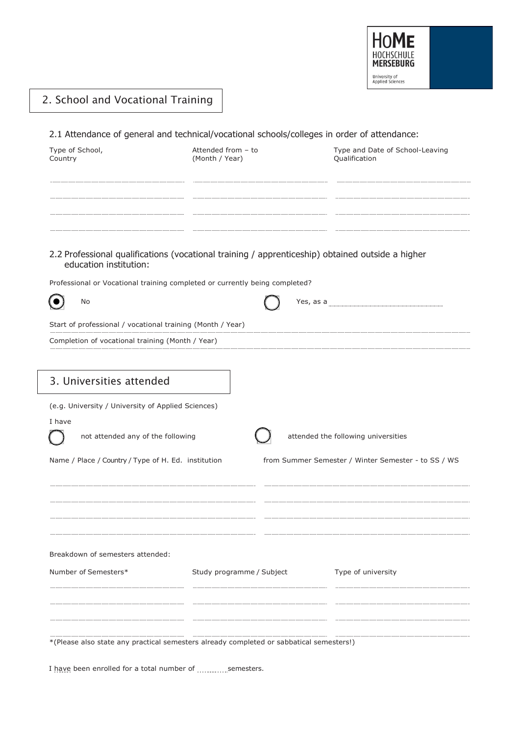## 2. School and Vocational Training

### 2.1 Attendance of general and technical/vocational schools/colleges in order of attendance:

| Type of School, Country | Attended from – to (Month / Year) | Type and Date of School-Leaving Qualification |
|---|---|---|
| | | |
| | | |
| | | |
| | | |

### 2.2 Professional qualifications (vocational training / apprenticeship) obtained outside a higher education institution:

Professional or Vocational training completed or currently being completed?

- (●) No
- ( ) Yes, as a ..............................

Start of professional / vocational training (Month / Year)

Completion of vocational training (Month / Year)

## 3. Universities attended

(e.g. University / University of Applied Sciences)

I have

- ( ) not attended any of the following
- ( ) attended the following universities

| Name / Place / Country / Type of H. Ed. institution | from Summer Semester / Winter Semester - to SS / WS |
|---|---|
| | |
| | |
| | |
| | |

Breakdown of semesters attended:

| Number of Semesters* | Study programme / Subject | Type of university |
|---|---|---|
| | | |
| | | |
| | | |
| | | |

*(Please also state any practical semesters already completed or sabbatical semesters!)

I have been enrolled for a total number of ............ semesters.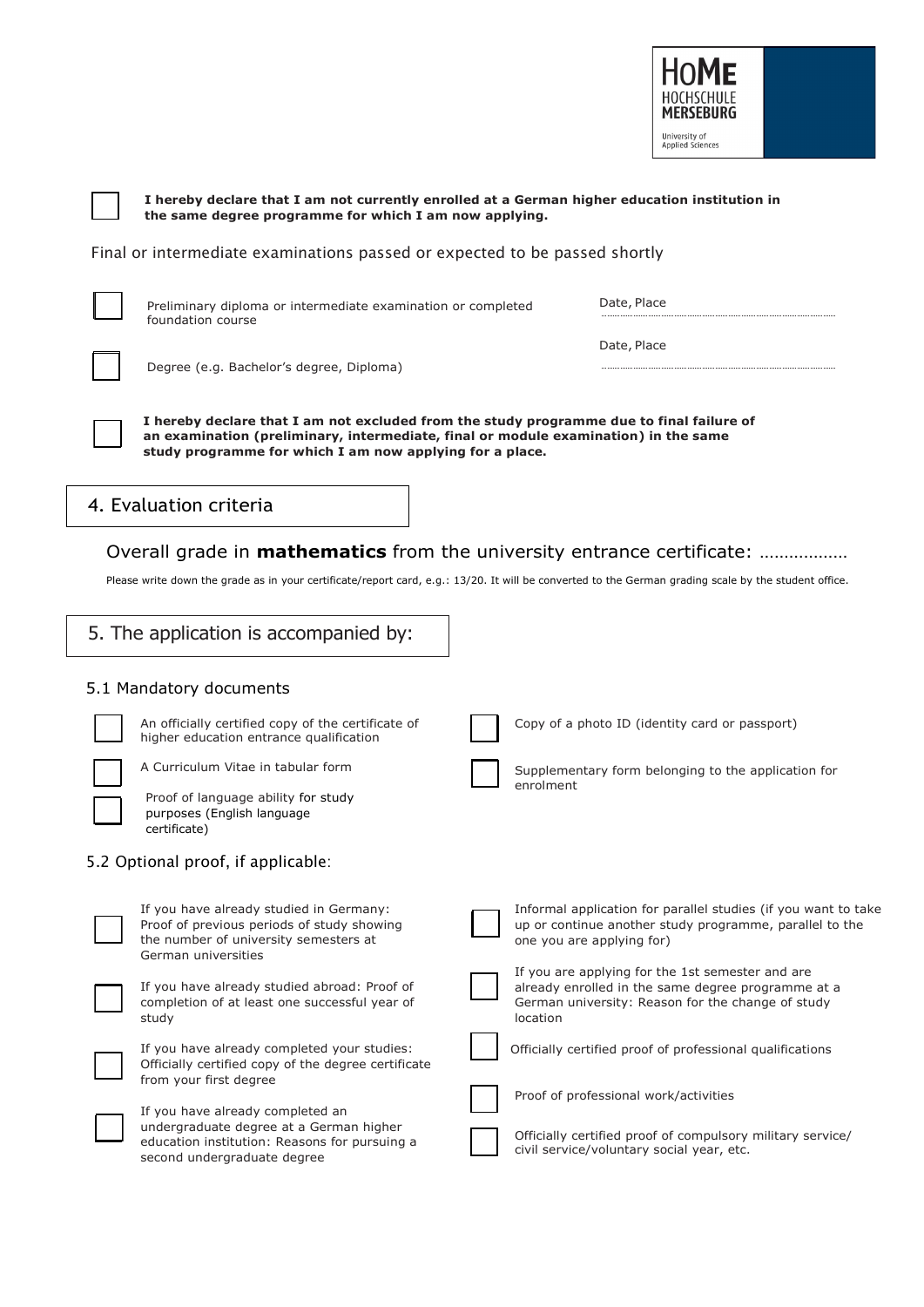- [ ] **I hereby declare that I am not currently enrolled at a German higher education institution in the same degree programme for which I am now applying.**

Final or intermediate examinations passed or expected to be passed shortly

| | | |
|---|---|---|
| [ ] | Preliminary diploma or intermediate examination or completed foundation course | Date, Place ………………… |
| [ ] | Degree (e.g. Bachelor's degree, Diploma) | Date, Place ………………… |

- [ ] **I hereby declare that I am not excluded from the study programme due to final failure of an examination (preliminary, intermediate, final or module examination) in the same study programme for which I am now applying for a place.**

## 4. Evaluation criteria

### Overall grade in **mathematics** from the university entrance certificate: ………………

Please write down the grade as in your certificate/report card, e.g.: 13/20. It will be converted to the German grading scale by the student office.

## 5. The application is accompanied by:

### 5.1 Mandatory documents

- [ ] An officially certified copy of the certificate of higher education entrance qualification
- [ ] A Curriculum Vitae in tabular form
- [ ] Proof of language ability for study purposes (English language certificate)
- [ ] Copy of a photo ID (identity card or passport)
- [ ] Supplementary form belonging to the application for enrolment

### 5.2 Optional proof, if applicable:

- [ ] If you have already studied in Germany: Proof of previous periods of study showing the number of university semesters at German universities
- [ ] If you have already studied abroad: Proof of completion of at least one successful year of study
- [ ] If you have already completed your studies: Officially certified copy of the degree certificate from your first degree
- [ ] If you have already completed an undergraduate degree at a German higher education institution: Reasons for pursuing a second undergraduate degree
- [ ] Informal application for parallel studies (if you want to take up or continue another study programme, parallel to the one you are applying for)
- [ ] If you are applying for the 1st semester and are already enrolled in the same degree programme at a German university: Reason for the change of study location
- [ ] Officially certified proof of professional qualifications
- [ ] Proof of professional work/activities
- [ ] Officially certified proof of compulsory military service/ civil service/voluntary social year, etc.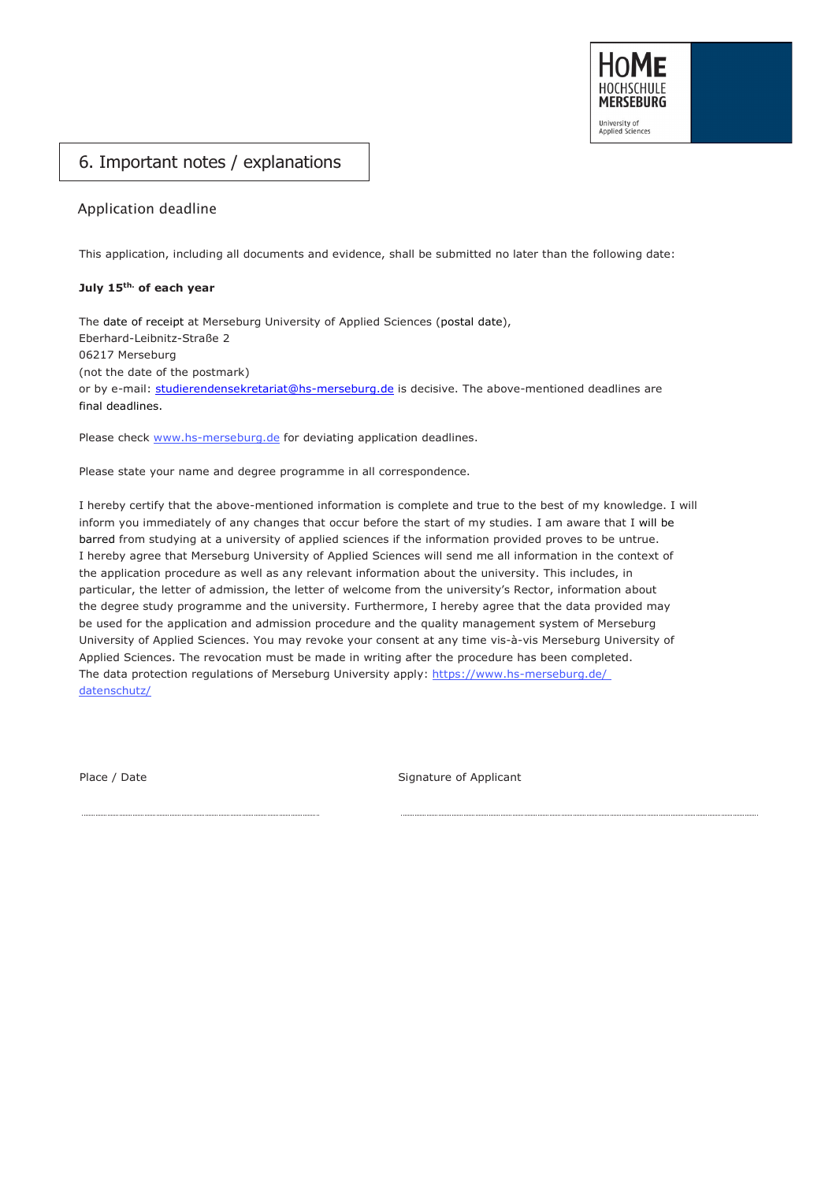# 6. Important notes / explanations

## Application deadline

This application, including all documents and evidence, shall be submitted no later than the following date:

**July 15th. of each year**

The date of receipt at Merseburg University of Applied Sciences (postal date),
Eberhard-Leibnitz-Straße 2
06217 Merseburg
(not the date of the postmark)
or by e-mail: studierendensekretariat@hs-merseburg.de is decisive. The above-mentioned deadlines are final deadlines.

Please check www.hs-merseburg.de for deviating application deadlines.

Please state your name and degree programme in all correspondence.

I hereby certify that the above-mentioned information is complete and true to the best of my knowledge. I will inform you immediately of any changes that occur before the start of my studies. I am aware that I will be barred from studying at a university of applied sciences if the information provided proves to be untrue.
I hereby agree that Merseburg University of Applied Sciences will send me all information in the context of the application procedure as well as any relevant information about the university. This includes, in particular, the letter of admission, the letter of welcome from the university's Rector, information about the degree study programme and the university. Furthermore, I hereby agree that the data provided may be used for the application and admission procedure and the quality management system of Merseburg University of Applied Sciences. You may revoke your consent at any time vis-à-vis Merseburg University of Applied Sciences. The revocation must be made in writing after the procedure has been completed.
The data protection regulations of Merseburg University apply: https://www.hs-merseburg.de/datenschutz/

Place / Date ................................................

Signature of Applicant ................................................